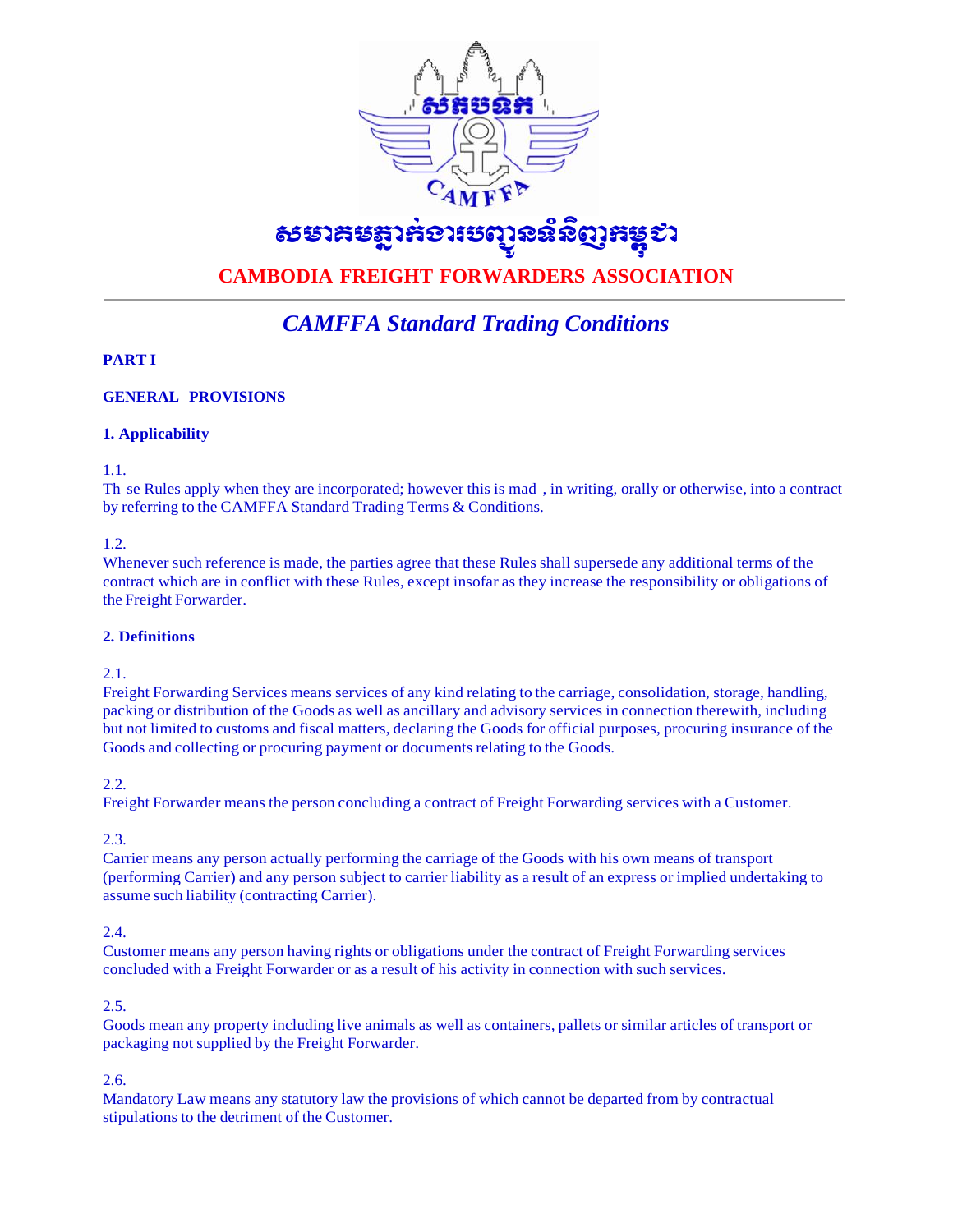សមាគមភ្នាក់ងារបញ្ជូនទំនិញកម្ពុជា

**CAMBODIA FREIGHT FORWARDERS ASSOCIATION**

# *CAMFFA Standard Trading Conditions*

**PART I**

**GENERAL PROVISIONS**

### 1. Applicability

1.1.
Th se Rules apply when they are incorporated; however this is mad , in writing, orally or otherwise, into a contract by referring to the CAMFFA Standard Trading Terms & Conditions.

1.2.
Whenever such reference is made, the parties agree that these Rules shall supersede any additional terms of the contract which are in conflict with these Rules, except insofar as they increase the responsibility or obligations of the Freight Forwarder.

### 2. Definitions

2.1.
Freight Forwarding Services means services of any kind relating to the carriage, consolidation, storage, handling, packing or distribution of the Goods as well as ancillary and advisory services in connection therewith, including but not limited to customs and fiscal matters, declaring the Goods for official purposes, procuring insurance of the Goods and collecting or procuring payment or documents relating to the Goods.

2.2.
Freight Forwarder means the person concluding a contract of Freight Forwarding services with a Customer.

2.3.
Carrier means any person actually performing the carriage of the Goods with his own means of transport (performing Carrier) and any person subject to carrier liability as a result of an express or implied undertaking to assume such liability (contracting Carrier).

2.4.
Customer means any person having rights or obligations under the contract of Freight Forwarding services concluded with a Freight Forwarder or as a result of his activity in connection with such services.

2.5.
Goods mean any property including live animals as well as containers, pallets or similar articles of transport or packaging not supplied by the Freight Forwarder.

2.6.
Mandatory Law means any statutory law the provisions of which cannot be departed from by contractual stipulations to the detriment of the Customer.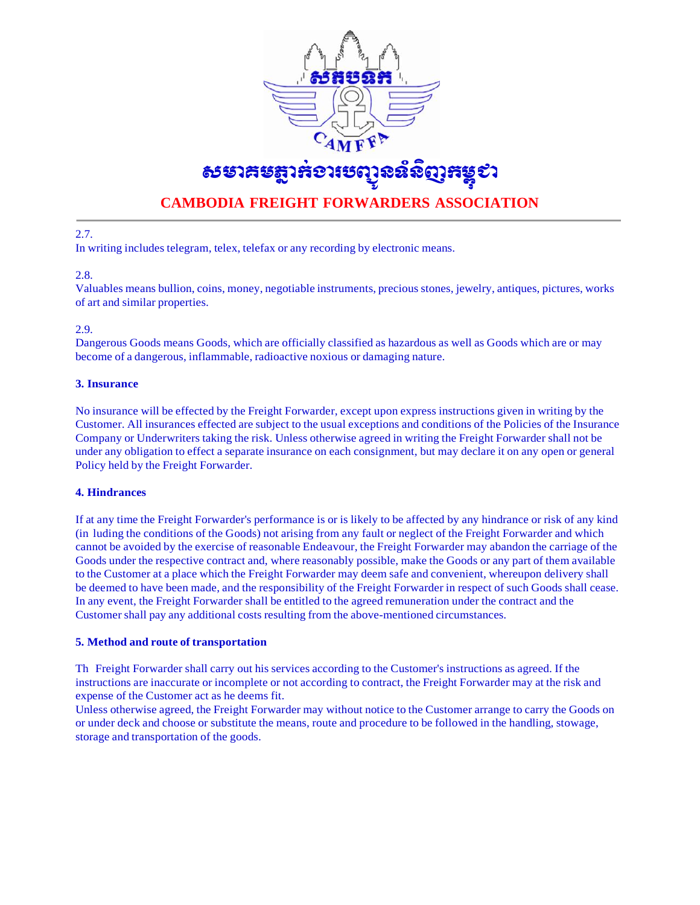2.7.
In writing includes telegram, telex, telefax or any recording by electronic means.

2.8.
Valuables means bullion, coins, money, negotiable instruments, precious stones, jewelry, antiques, pictures, works of art and similar properties.

2.9.
Dangerous Goods means Goods, which are officially classified as hazardous as well as Goods which are or may become of a dangerous, inflammable, radioactive noxious or damaging nature.

**3. Insurance**

No insurance will be effected by the Freight Forwarder, except upon express instructions given in writing by the Customer. All insurances effected are subject to the usual exceptions and conditions of the Policies of the Insurance Company or Underwriters taking the risk. Unless otherwise agreed in writing the Freight Forwarder shall not be under any obligation to effect a separate insurance on each consignment, but may declare it on any open or general Policy held by the Freight Forwarder.

**4. Hindrances**

If at any time the Freight Forwarder's performance is or is likely to be affected by any hindrance or risk of any kind (in luding the conditions of the Goods) not arising from any fault or neglect of the Freight Forwarder and which cannot be avoided by the exercise of reasonable Endeavour, the Freight Forwarder may abandon the carriage of the Goods under the respective contract and, where reasonably possible, make the Goods or any part of them available to the Customer at a place which the Freight Forwarder may deem safe and convenient, whereupon delivery shall be deemed to have been made, and the responsibility of the Freight Forwarder in respect of such Goods shall cease. In any event, the Freight Forwarder shall be entitled to the agreed remuneration under the contract and the Customer shall pay any additional costs resulting from the above-mentioned circumstances.

**5. Method and route of transportation**

Th Freight Forwarder shall carry out his services according to the Customer's instructions as agreed. If the instructions are inaccurate or incomplete or not according to contract, the Freight Forwarder may at the risk and expense of the Customer act as he deems fit.
Unless otherwise agreed, the Freight Forwarder may without notice to the Customer arrange to carry the Goods on or under deck and choose or substitute the means, route and procedure to be followed in the handling, stowage, storage and transportation of the goods.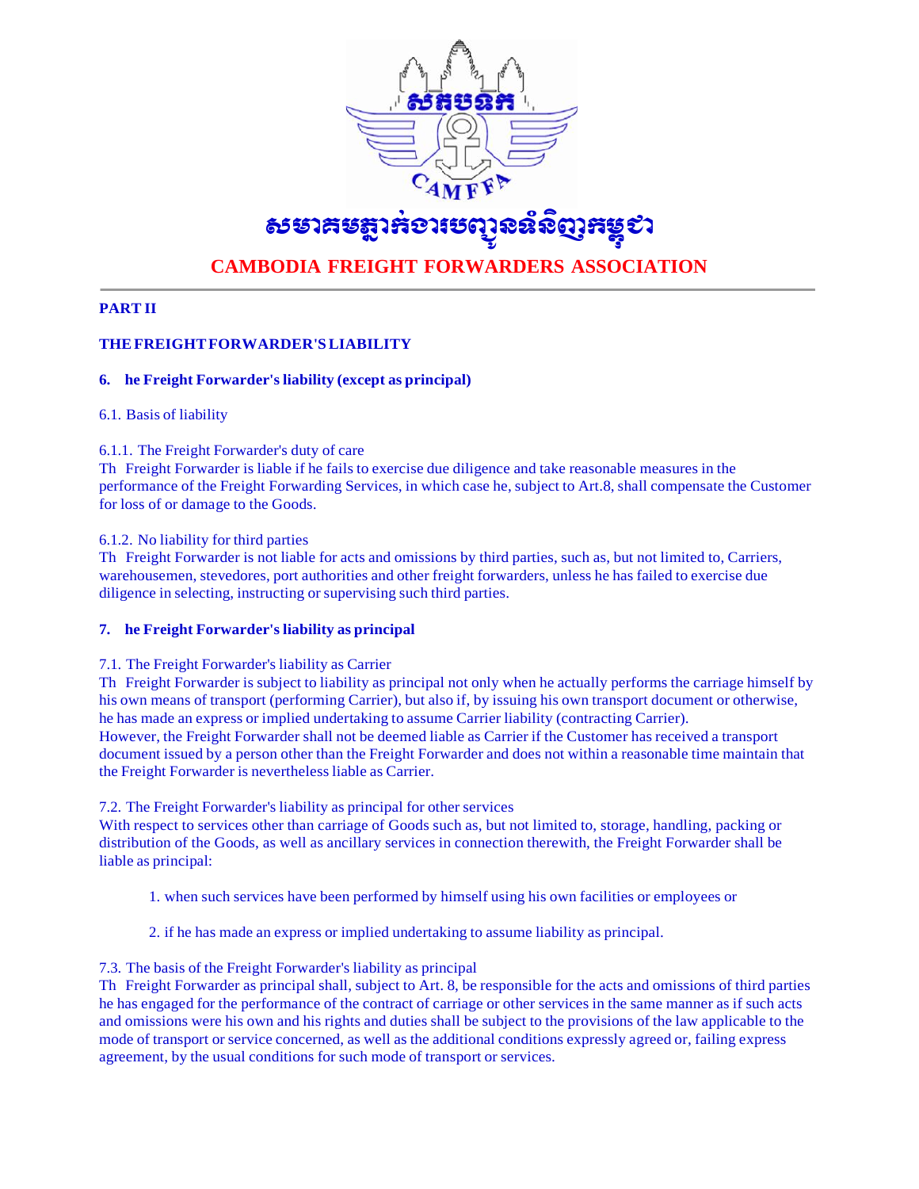# សមាគមភ្នាក់ងារបញ្ជូនទំនិញកម្ពុជា

# CAMBODIA FREIGHT FORWARDERS ASSOCIATION

## PART II

## THE FREIGHT FORWARDER'S LIABILITY

### 6. he Freight Forwarder's liability (except as principal)

6.1. Basis of liability

6.1.1. The Freight Forwarder's duty of care
Th  Freight Forwarder is liable if he fails to exercise due diligence and take reasonable measures in the performance of the Freight Forwarding Services, in which case he, subject to Art.8, shall compensate the Customer for loss of or damage to the Goods.

6.1.2. No liability for third parties
Th  Freight Forwarder is not liable for acts and omissions by third parties, such as, but not limited to, Carriers, warehousemen, stevedores, port authorities and other freight forwarders, unless he has failed to exercise due diligence in selecting, instructing or supervising such third parties.

### 7. he Freight Forwarder's liability as principal

7.1. The Freight Forwarder's liability as Carrier
Th  Freight Forwarder is subject to liability as principal not only when he actually performs the carriage himself by his own means of transport (performing Carrier), but also if, by issuing his own transport document or otherwise, he has made an express or implied undertaking to assume Carrier liability (contracting Carrier).
However, the Freight Forwarder shall not be deemed liable as Carrier if the Customer has received a transport document issued by a person other than the Freight Forwarder and does not within a reasonable time maintain that the Freight Forwarder is nevertheless liable as Carrier.

7.2. The Freight Forwarder's liability as principal for other services
With respect to services other than carriage of Goods such as, but not limited to, storage, handling, packing or distribution of the Goods, as well as ancillary services in connection therewith, the Freight Forwarder shall be liable as principal:

1. when such services have been performed by himself using his own facilities or employees or
2. if he has made an express or implied undertaking to assume liability as principal.

7.3. The basis of the Freight Forwarder's liability as principal
Th  Freight Forwarder as principal shall, subject to Art. 8, be responsible for the acts and omissions of third parties he has engaged for the performance of the contract of carriage or other services in the same manner as if such acts and omissions were his own and his rights and duties shall be subject to the provisions of the law applicable to the mode of transport or service concerned, as well as the additional conditions expressly agreed or, failing express agreement, by the usual conditions for such mode of transport or services.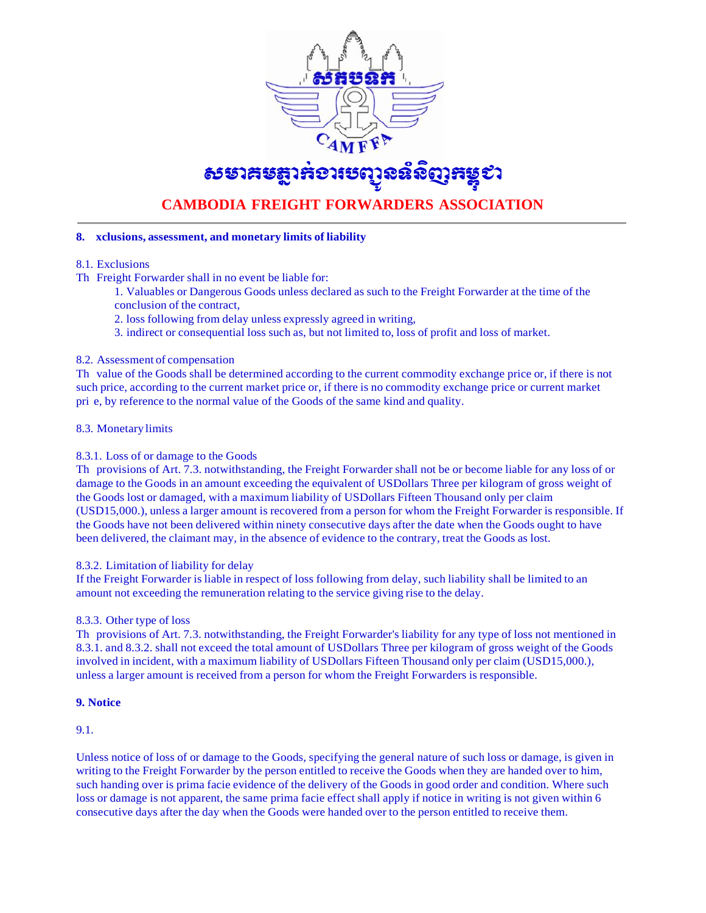## 8. xclusions, assessment, and monetary limits of liability

8.1. Exclusions

Th Freight Forwarder shall in no event be liable for:

1. Valuables or Dangerous Goods unless declared as such to the Freight Forwarder at the time of the conclusion of the contract,
2. loss following from delay unless expressly agreed in writing,
3. indirect or consequential loss such as, but not limited to, loss of profit and loss of market.

8.2. Assessment of compensation

Th value of the Goods shall be determined according to the current commodity exchange price or, if there is not such price, according to the current market price or, if there is no commodity exchange price or current market pri e, by reference to the normal value of the Goods of the same kind and quality.

8.3. Monetary limits

8.3.1. Loss of or damage to the Goods

Th provisions of Art. 7.3. notwithstanding, the Freight Forwarder shall not be or become liable for any loss of or damage to the Goods in an amount exceeding the equivalent of USDollars Three per kilogram of gross weight of the Goods lost or damaged, with a maximum liability of USDollars Fifteen Thousand only per claim (USD15,000.), unless a larger amount is recovered from a person for whom the Freight Forwarder is responsible. If the Goods have not been delivered within ninety consecutive days after the date when the Goods ought to have been delivered, the claimant may, in the absence of evidence to the contrary, treat the Goods as lost.

8.3.2. Limitation of liability for delay

If the Freight Forwarder is liable in respect of loss following from delay, such liability shall be limited to an amount not exceeding the remuneration relating to the service giving rise to the delay.

8.3.3. Other type of loss

Th provisions of Art. 7.3. notwithstanding, the Freight Forwarder's liability for any type of loss not mentioned in 8.3.1. and 8.3.2. shall not exceed the total amount of USDollars Three per kilogram of gross weight of the Goods involved in incident, with a maximum liability of USDollars Fifteen Thousand only per claim (USD15,000.), unless a larger amount is received from a person for whom the Freight Forwarders is responsible.

## 9. Notice

9.1.

Unless notice of loss of or damage to the Goods, specifying the general nature of such loss or damage, is given in writing to the Freight Forwarder by the person entitled to receive the Goods when they are handed over to him, such handing over is prima facie evidence of the delivery of the Goods in good order and condition. Where such loss or damage is not apparent, the same prima facie effect shall apply if notice in writing is not given within 6 consecutive days after the day when the Goods were handed over to the person entitled to receive them.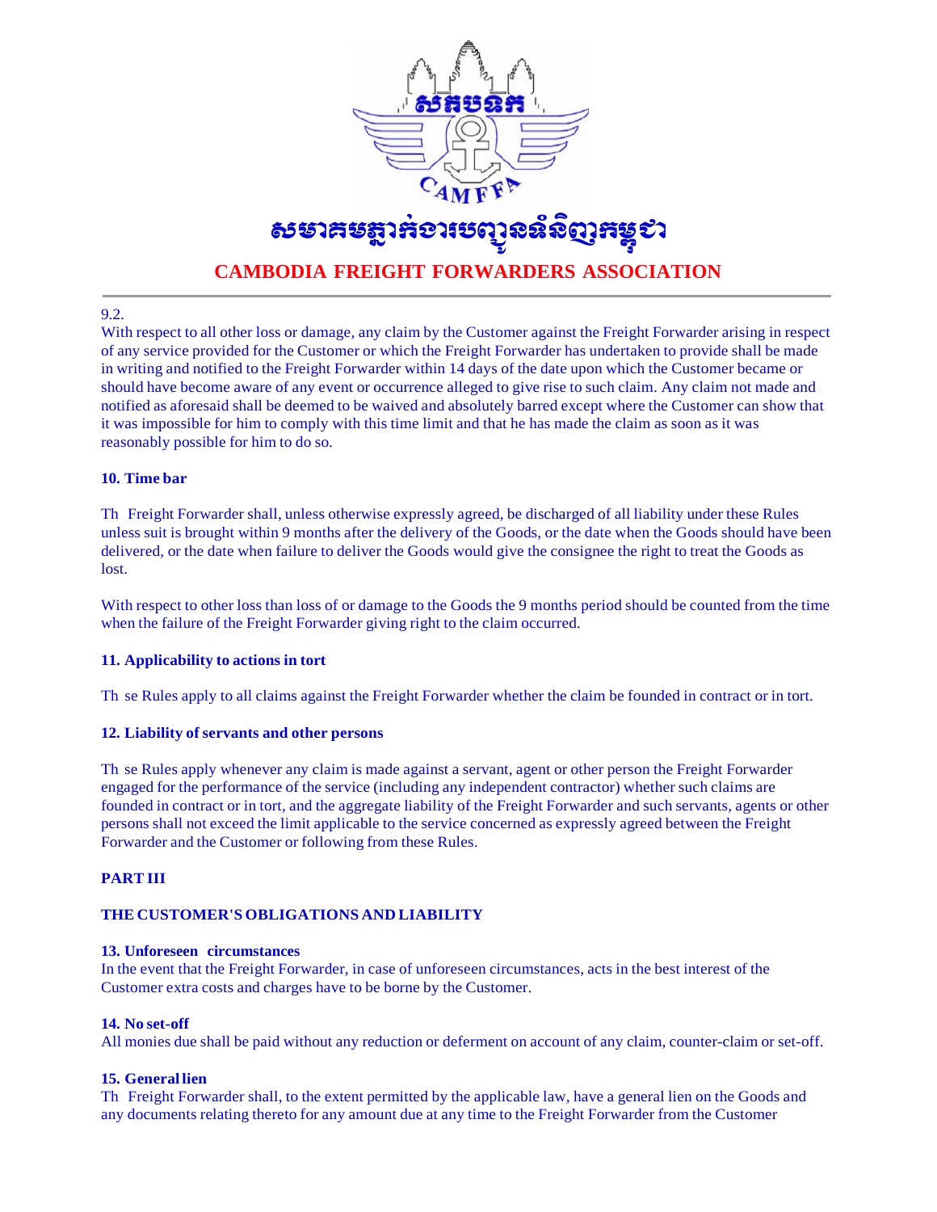9.2.

With respect to all other loss or damage, any claim by the Customer against the Freight Forwarder arising in respect of any service provided for the Customer or which the Freight Forwarder has undertaken to provide shall be made in writing and notified to the Freight Forwarder within 14 days of the date upon which the Customer became or should have become aware of any event or occurrence alleged to give rise to such claim. Any claim not made and notified as aforesaid shall be deemed to be waived and absolutely barred except where the Customer can show that it was impossible for him to comply with this time limit and that he has made the claim as soon as it was reasonably possible for him to do so.

**10. Time bar**

Th  Freight Forwarder shall, unless otherwise expressly agreed, be discharged of all liability under these Rules unless suit is brought within 9 months after the delivery of the Goods, or the date when the Goods should have been delivered, or the date when failure to deliver the Goods would give the consignee the right to treat the Goods as lost.

With respect to other loss than loss of or damage to the Goods the 9 months period should be counted from the time when the failure of the Freight Forwarder giving right to the claim occurred.

**11. Applicability to actions in tort**

Th  se Rules apply to all claims against the Freight Forwarder whether the claim be founded in contract or in tort.

**12. Liability of servants and other persons**

Th  se Rules apply whenever any claim is made against a servant, agent or other person the Freight Forwarder engaged for the performance of the service (including any independent contractor) whether such claims are founded in contract or in tort, and the aggregate liability of the Freight Forwarder and such servants, agents or other persons shall not exceed the limit applicable to the service concerned as expressly agreed between the Freight Forwarder and the Customer or following from these Rules.

**PART III**

**THE CUSTOMER'S OBLIGATIONS AND LIABILITY**

**13. Unforeseen circumstances**

In the event that the Freight Forwarder, in case of unforeseen circumstances, acts in the best interest of the Customer extra costs and charges have to be borne by the Customer.

**14. No set-off**

All monies due shall be paid without any reduction or deferment on account of any claim, counter-claim or set-off.

**15. General lien**

Th  Freight Forwarder shall, to the extent permitted by the applicable law, have a general lien on the Goods and any documents relating thereto for any amount due at any time to the Freight Forwarder from the Customer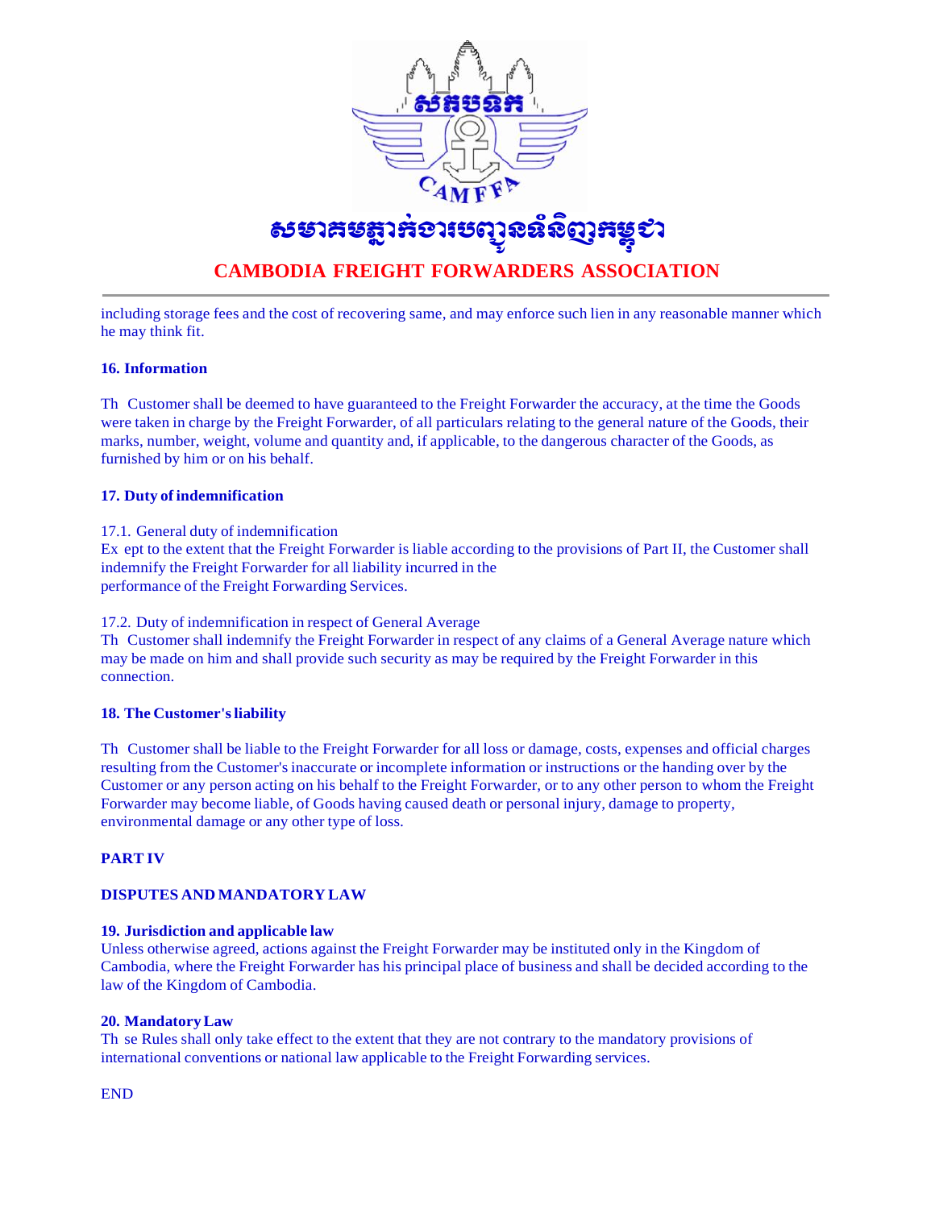including storage fees and the cost of recovering same, and may enforce such lien in any reasonable manner which he may think fit.

**16. Information**

Th  Customer shall be deemed to have guaranteed to the Freight Forwarder the accuracy, at the time the Goods were taken in charge by the Freight Forwarder, of all particulars relating to the general nature of the Goods, their marks, number, weight, volume and quantity and, if applicable, to the dangerous character of the Goods, as furnished by him or on his behalf.

**17. Duty of indemnification**

17.1. General duty of indemnification
Ex ept to the extent that the Freight Forwarder is liable according to the provisions of Part II, the Customer shall indemnify the Freight Forwarder for all liability incurred in the performance of the Freight Forwarding Services.

17.2. Duty of indemnification in respect of General Average
Th  Customer shall indemnify the Freight Forwarder in respect of any claims of a General Average nature which may be made on him and shall provide such security as may be required by the Freight Forwarder in this connection.

**18. The Customer's liability**

Th  Customer shall be liable to the Freight Forwarder for all loss or damage, costs, expenses and official charges resulting from the Customer's inaccurate or incomplete information or instructions or the handing over by the Customer or any person acting on his behalf to the Freight Forwarder, or to any other person to whom the Freight Forwarder may become liable, of Goods having caused death or personal injury, damage to property, environmental damage or any other type of loss.

**PART IV**

**DISPUTES AND MANDATORY LAW**

**19. Jurisdiction and applicable law**
Unless otherwise agreed, actions against the Freight Forwarder may be instituted only in the Kingdom of Cambodia, where the Freight Forwarder has his principal place of business and shall be decided according to the law of the Kingdom of Cambodia.

**20. Mandatory Law**
Th  se Rules shall only take effect to the extent that they are not contrary to the mandatory provisions of international conventions or national law applicable to the Freight Forwarding services.

END